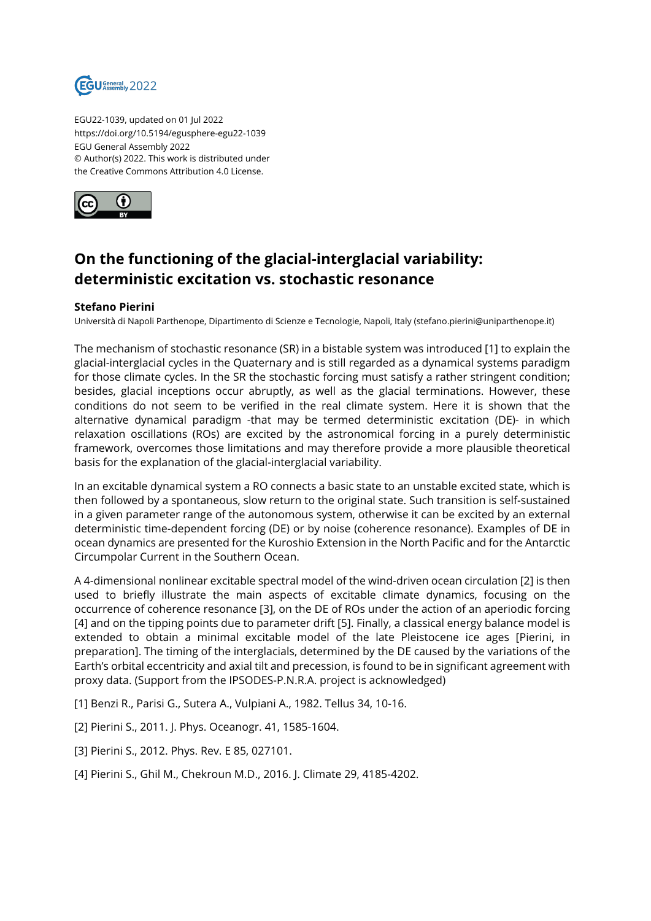EGU22-1039, updated on 01 Jul 2022
https://doi.org/10.5194/egusphere-egu22-1039
EGU General Assembly 2022
© Author(s) 2022. This work is distributed under
the Creative Commons Attribution 4.0 License.

# On the functioning of the glacial-interglacial variability: deterministic excitation vs. stochastic resonance

**Stefano Pierini**
Università di Napoli Parthenope, Dipartimento di Scienze e Tecnologie, Napoli, Italy (stefano.pierini@uniparthenope.it)

The mechanism of stochastic resonance (SR) in a bistable system was introduced [1] to explain the glacial-interglacial cycles in the Quaternary and is still regarded as a dynamical systems paradigm for those climate cycles. In the SR the stochastic forcing must satisfy a rather stringent condition; besides, glacial inceptions occur abruptly, as well as the glacial terminations. However, these conditions do not seem to be verified in the real climate system. Here it is shown that the alternative dynamical paradigm -that may be termed deterministic excitation (DE)- in which relaxation oscillations (ROs) are excited by the astronomical forcing in a purely deterministic framework, overcomes those limitations and may therefore provide a more plausible theoretical basis for the explanation of the glacial-interglacial variability.

In an excitable dynamical system a RO connects a basic state to an unstable excited state, which is then followed by a spontaneous, slow return to the original state. Such transition is self-sustained in a given parameter range of the autonomous system, otherwise it can be excited by an external deterministic time-dependent forcing (DE) or by noise (coherence resonance). Examples of DE in ocean dynamics are presented for the Kuroshio Extension in the North Pacific and for the Antarctic Circumpolar Current in the Southern Ocean.

A 4-dimensional nonlinear excitable spectral model of the wind-driven ocean circulation [2] is then used to briefly illustrate the main aspects of excitable climate dynamics, focusing on the occurrence of coherence resonance [3], on the DE of ROs under the action of an aperiodic forcing [4] and on the tipping points due to parameter drift [5]. Finally, a classical energy balance model is extended to obtain a minimal excitable model of the late Pleistocene ice ages [Pierini, in preparation]. The timing of the interglacials, determined by the DE caused by the variations of the Earth's orbital eccentricity and axial tilt and precession, is found to be in significant agreement with proxy data. (Support from the IPSODES-P.N.R.A. project is acknowledged)

[1] Benzi R., Parisi G., Sutera A., Vulpiani A., 1982. Tellus 34, 10-16.

[2] Pierini S., 2011. J. Phys. Oceanogr. 41, 1585-1604.

[3] Pierini S., 2012. Phys. Rev. E 85, 027101.

[4] Pierini S., Ghil M., Chekroun M.D., 2016. J. Climate 29, 4185-4202.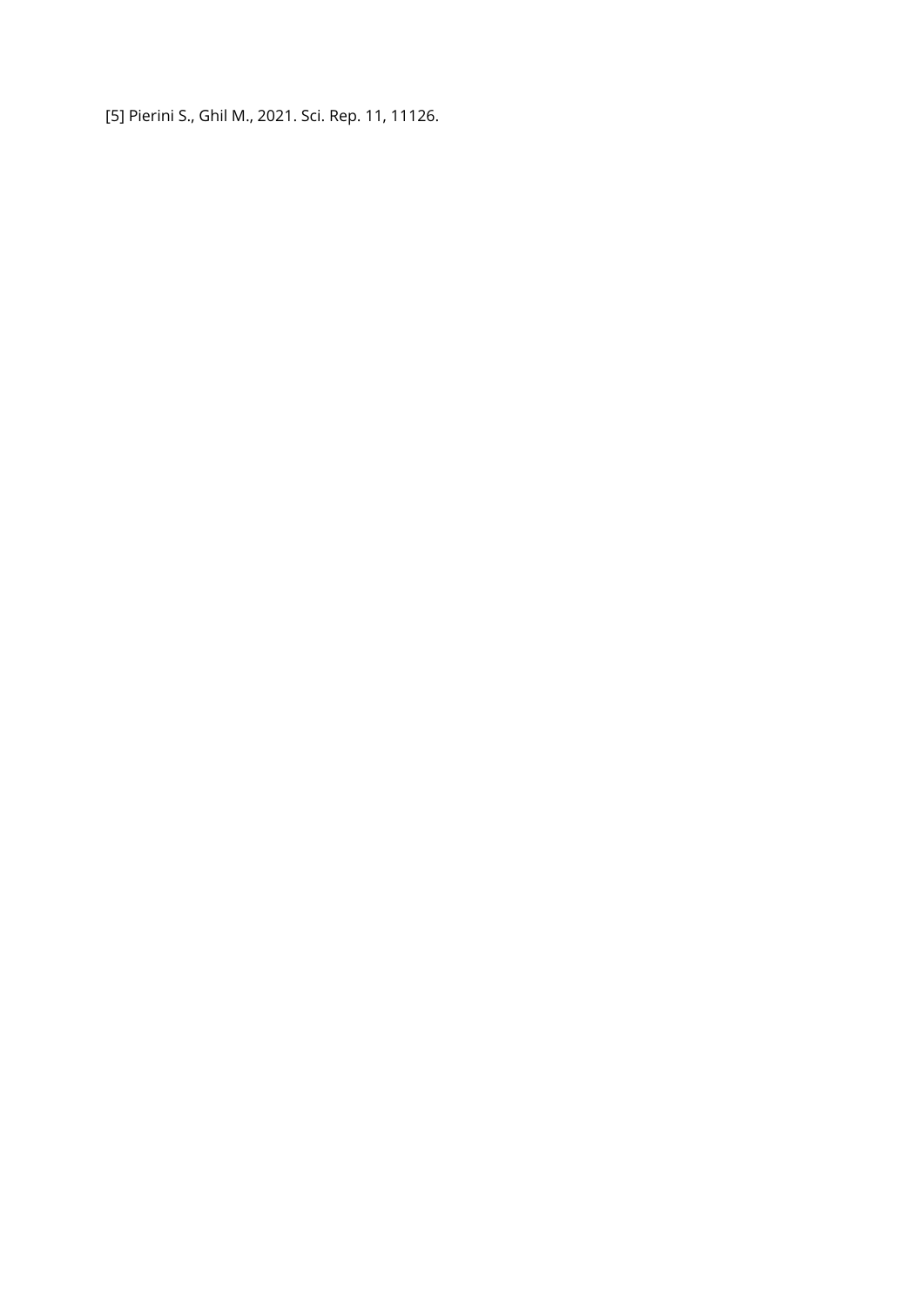[5] Pierini S., Ghil M., 2021. Sci. Rep. 11, 11126.